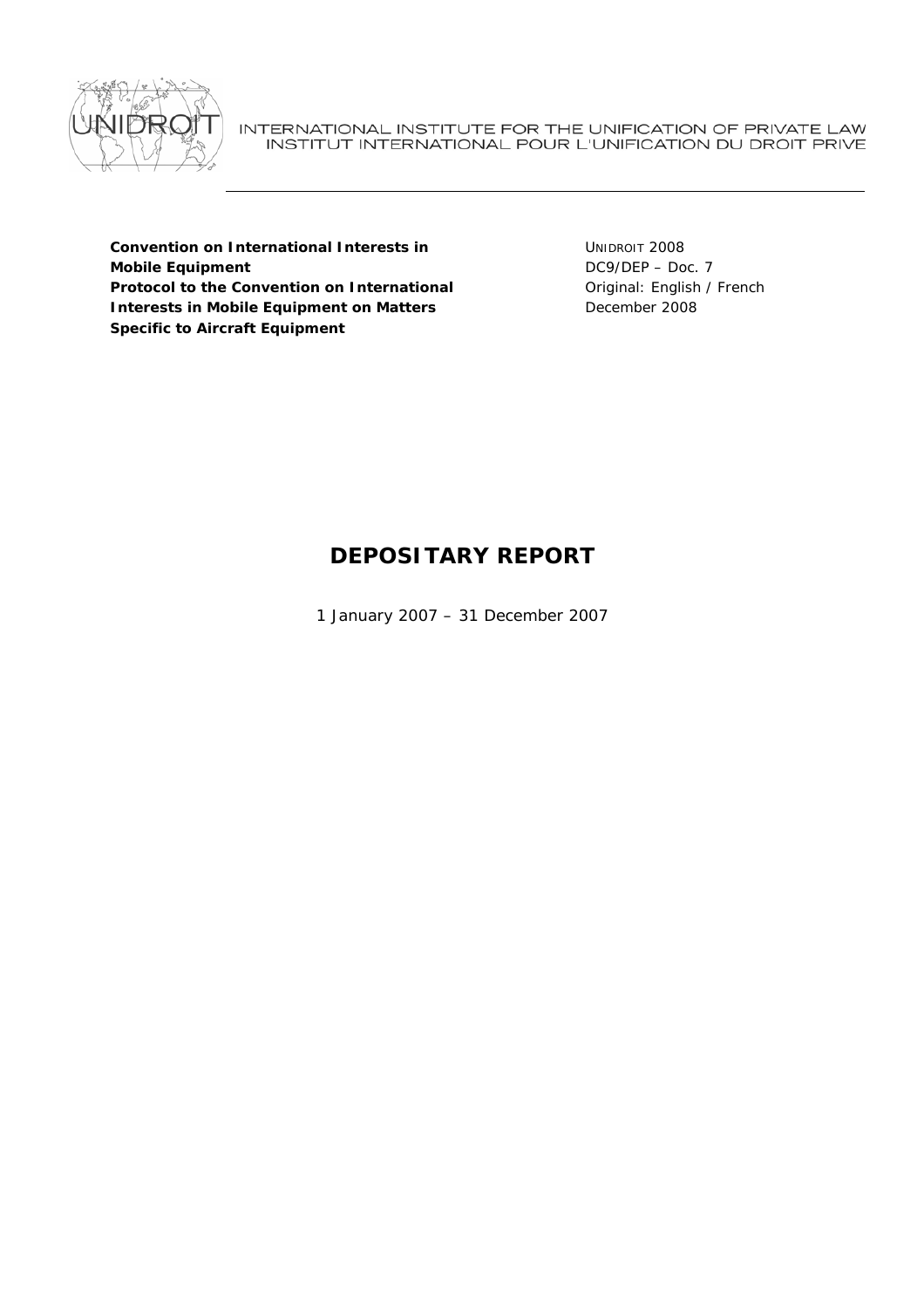INTERNATIONAL INSTITUTE FOR THE UNIFICATION OF PRIVATE LAW
INSTITUT INTERNATIONAL POUR L'UNIFICATION DU DROIT PRIVE

**Convention on International Interests in Mobile Equipment**
**Protocol to the Convention on International Interests in Mobile Equipment on Matters Specific to Aircraft Equipment**

UNIDROIT 2008
DC9/DEP – Doc. 7
Original: English / French
December 2008

# DEPOSITARY REPORT

1 January 2007 – 31 December 2007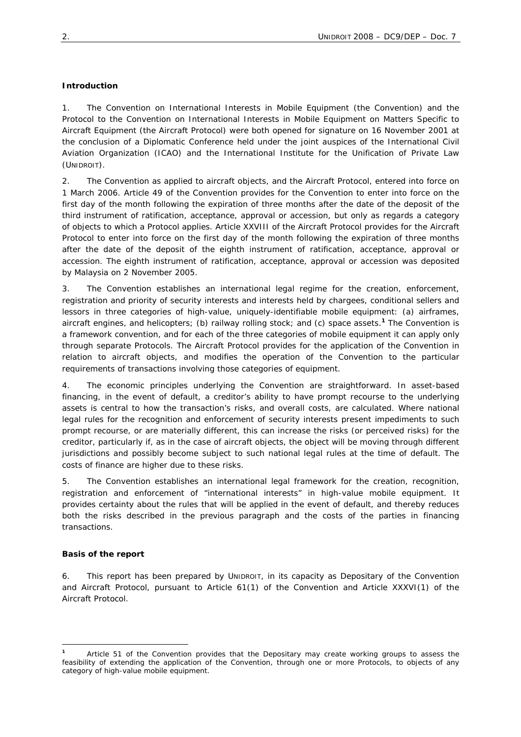**Introduction**

1. The Convention on International Interests in Mobile Equipment (the Convention) and the Protocol to the Convention on International Interests in Mobile Equipment on Matters Specific to Aircraft Equipment (the Aircraft Protocol) were both opened for signature on 16 November 2001 at the conclusion of a Diplomatic Conference held under the joint auspices of the International Civil Aviation Organization (ICAO) and the International Institute for the Unification of Private Law (UNIDROIT).

2. The Convention as applied to aircraft objects, and the Aircraft Protocol, entered into force on 1 March 2006. Article 49 of the Convention provides for the Convention to enter into force on the first day of the month following the expiration of three months after the date of the deposit of the third instrument of ratification, acceptance, approval or accession, but only as regards a category of objects to which a Protocol applies. Article XXVIII of the Aircraft Protocol provides for the Aircraft Protocol to enter into force on the first day of the month following the expiration of three months after the date of the deposit of the eighth instrument of ratification, acceptance, approval or accession. The eighth instrument of ratification, acceptance, approval or accession was deposited by Malaysia on 2 November 2005.

3. The Convention establishes an international legal regime for the creation, enforcement, registration and priority of security interests and interests held by chargees, conditional sellers and lessors in three categories of high-value, uniquely-identifiable mobile equipment: (a) airframes, aircraft engines, and helicopters; (b) railway rolling stock; and (c) space assets.[1] The Convention is a framework convention, and for each of the three categories of mobile equipment it can apply only through separate Protocols. The Aircraft Protocol provides for the application of the Convention in relation to aircraft objects, and modifies the operation of the Convention to the particular requirements of transactions involving those categories of equipment.

4. The economic principles underlying the Convention are straightforward. In asset-based financing, in the event of default, a creditor's ability to have prompt recourse to the underlying assets is central to how the transaction's risks, and overall costs, are calculated. Where national legal rules for the recognition and enforcement of security interests present impediments to such prompt recourse, or are materially different, this can increase the risks (or perceived risks) for the creditor, particularly if, as in the case of aircraft objects, the object will be moving through different jurisdictions and possibly become subject to such national legal rules at the time of default. The costs of finance are higher due to these risks.

5. The Convention establishes an international legal framework for the creation, recognition, registration and enforcement of "international interests" in high-value mobile equipment. It provides certainty about the rules that will be applied in the event of default, and thereby reduces both the risks described in the previous paragraph and the costs of the parties in financing transactions.

**Basis of the report**

6. This report has been prepared by UNIDROIT, in its capacity as Depositary of the Convention and Aircraft Protocol, pursuant to Article 61(1) of the Convention and Article XXXVI(1) of the Aircraft Protocol.

---

[1] Article 51 of the Convention provides that the Depositary may create working groups to assess the feasibility of extending the application of the Convention, through one or more Protocols, to objects of any category of high-value mobile equipment.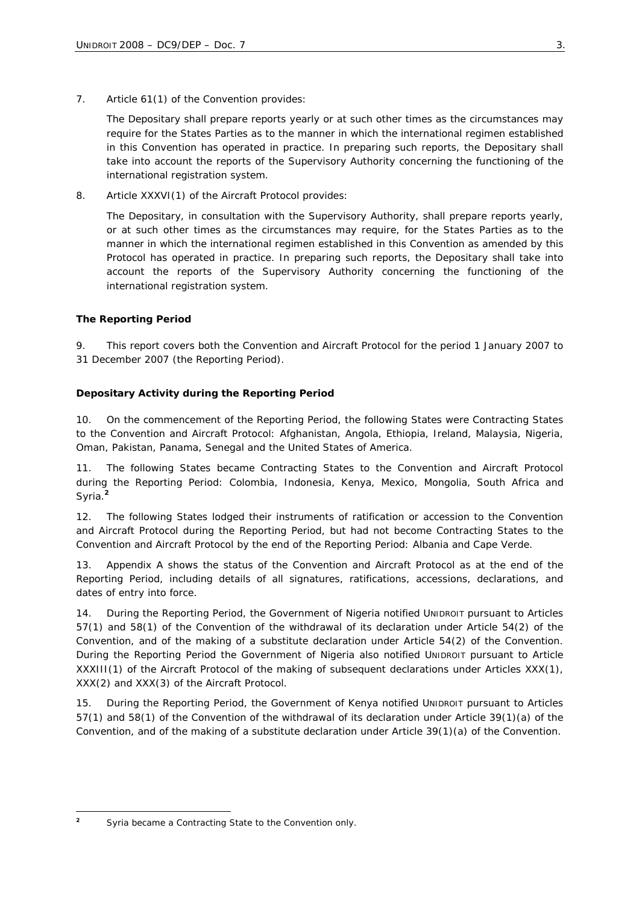7. Article 61(1) of the Convention provides:

> The Depositary shall prepare reports yearly or at such other times as the circumstances may require for the States Parties as to the manner in which the international regimen established in this Convention has operated in practice. In preparing such reports, the Depositary shall take into account the reports of the Supervisory Authority concerning the functioning of the international registration system.

8. Article XXXVI(1) of the Aircraft Protocol provides:

> The Depositary, in consultation with the Supervisory Authority, shall prepare reports yearly, or at such other times as the circumstances may require, for the States Parties as to the manner in which the international regimen established in this Convention as amended by this Protocol has operated in practice. In preparing such reports, the Depositary shall take into account the reports of the Supervisory Authority concerning the functioning of the international registration system.

**The Reporting Period**

9. This report covers both the Convention and Aircraft Protocol for the period 1 January 2007 to 31 December 2007 (the Reporting Period).

**Depositary Activity during the Reporting Period**

10. On the commencement of the Reporting Period, the following States were Contracting States to the Convention and Aircraft Protocol: Afghanistan, Angola, Ethiopia, Ireland, Malaysia, Nigeria, Oman, Pakistan, Panama, Senegal and the United States of America.

11. The following States became Contracting States to the Convention and Aircraft Protocol during the Reporting Period: Colombia, Indonesia, Kenya, Mexico, Mongolia, South Africa and Syria.[2]

12. The following States lodged their instruments of ratification or accession to the Convention and Aircraft Protocol during the Reporting Period, but had not become Contracting States to the Convention and Aircraft Protocol by the end of the Reporting Period: Albania and Cape Verde.

13. Appendix A shows the status of the Convention and Aircraft Protocol as at the end of the Reporting Period, including details of all signatures, ratifications, accessions, declarations, and dates of entry into force.

14. During the Reporting Period, the Government of Nigeria notified UNIDROIT pursuant to Articles 57(1) and 58(1) of the Convention of the withdrawal of its declaration under Article 54(2) of the Convention, and of the making of a substitute declaration under Article 54(2) of the Convention. During the Reporting Period the Government of Nigeria also notified UNIDROIT pursuant to Article XXXIII(1) of the Aircraft Protocol of the making of subsequent declarations under Articles XXX(1), XXX(2) and XXX(3) of the Aircraft Protocol.

15. During the Reporting Period, the Government of Kenya notified UNIDROIT pursuant to Articles 57(1) and 58(1) of the Convention of the withdrawal of its declaration under Article 39(1)(a) of the Convention, and of the making of a substitute declaration under Article 39(1)(a) of the Convention.

---

[2] Syria became a Contracting State to the Convention only.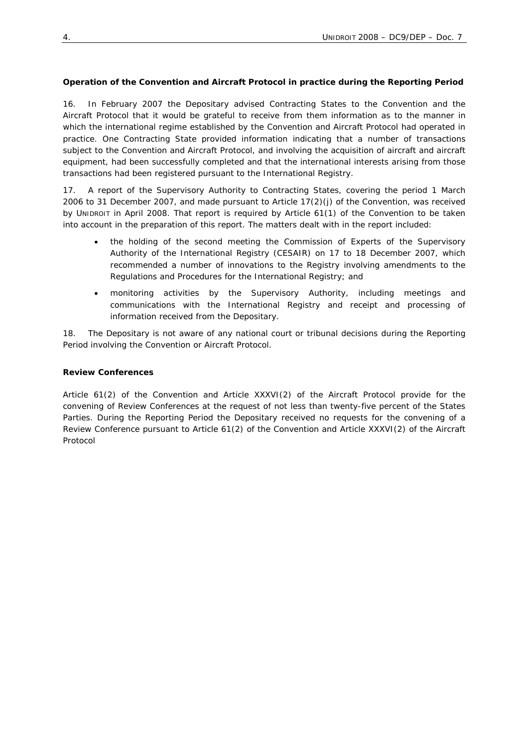**Operation of the Convention and Aircraft Protocol in practice during the Reporting Period**

16. In February 2007 the Depositary advised Contracting States to the Convention and the Aircraft Protocol that it would be grateful to receive from them information as to the manner in which the international regime established by the Convention and Aircraft Protocol had operated in practice. One Contracting State provided information indicating that a number of transactions subject to the Convention and Aircraft Protocol, and involving the acquisition of aircraft and aircraft equipment, had been successfully completed and that the international interests arising from those transactions had been registered pursuant to the International Registry.

17. A report of the Supervisory Authority to Contracting States, covering the period 1 March 2006 to 31 December 2007, and made pursuant to Article 17(2)(j) of the Convention, was received by UNIDROIT in April 2008. That report is required by Article 61(1) of the Convention to be taken into account in the preparation of this report. The matters dealt with in the report included:

- the holding of the second meeting the Commission of Experts of the Supervisory Authority of the International Registry (CESAIR) on 17 to 18 December 2007, which recommended a number of innovations to the Registry involving amendments to the Regulations and Procedures for the International Registry; and
- monitoring activities by the Supervisory Authority, including meetings and communications with the International Registry and receipt and processing of information received from the Depositary.

18. The Depositary is not aware of any national court or tribunal decisions during the Reporting Period involving the Convention or Aircraft Protocol.

**Review Conferences**

Article 61(2) of the Convention and Article XXXVI(2) of the Aircraft Protocol provide for the convening of Review Conferences at the request of not less than twenty-five percent of the States Parties. During the Reporting Period the Depositary received no requests for the convening of a Review Conference pursuant to Article 61(2) of the Convention and Article XXXVI(2) of the Aircraft Protocol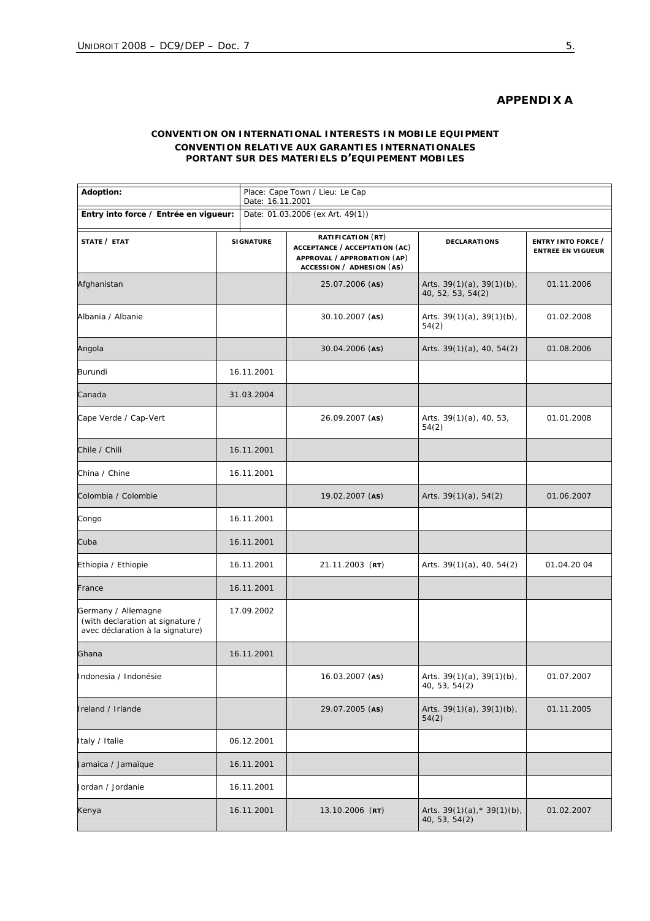## APPENDIX A

**CONVENTION ON INTERNATIONAL INTERESTS IN MOBILE EQUIPMENT**
**CONVENTION RELATIVE AUX GARANTIES INTERNATIONALES PORTANT SUR DES MATERIELS D'EQUIPEMENT MOBILES**

| **Adoption:** | Place: Cape Town / Lieu: Le Cap<br>Date: 16.11.2001 |
|---|---|
| **Entry into force / Entrée en vigueur:** | Date: 01.03.2006 (ex Art. 49(1)) |

| **STATE / ETAT** | **SIGNATURE** | **RATIFICATION (RT)**<br>**ACCEPTANCE / ACCEPTATION (AC)**<br>**APPROVAL / APPROBATION (AP)**<br>**ACCESSION / ADHESION (AS)** | **DECLARATIONS** | **ENTRY INTO FORCE / ENTREE EN VIGUEUR** |
|---|---|---|---|---|
| Afghanistan | | 25.07.2006 (**AS**) | Arts. 39(1)(a), 39(1)(b), 40, 52, 53, 54(2) | 01.11.2006 |
| Albania / Albanie | | 30.10.2007 (**AS**) | Arts. 39(1)(a), 39(1)(b), 54(2) | 01.02.2008 |
| Angola | | 30.04.2006 (**AS**) | Arts. 39(1)(a), 40, 54(2) | 01.08.2006 |
| Burundi | 16.11.2001 | | | |
| Canada | 31.03.2004 | | | |
| Cape Verde / Cap-Vert | | 26.09.2007 (**AS**) | Arts. 39(1)(a), 40, 53, 54(2) | 01.01.2008 |
| Chile / Chili | 16.11.2001 | | | |
| China / Chine | 16.11.2001 | | | |
| Colombia / Colombie | | 19.02.2007 (**AS**) | Arts. 39(1)(a), 54(2) | 01.06.2007 |
| Congo | 16.11.2001 | | | |
| Cuba | 16.11.2001 | | | |
| Ethiopia / Ethiopie | 16.11.2001 | 21.11.2003 (**RT**) | Arts. 39(1)(a), 40, 54(2) | 01.04.20 04 |
| France | 16.11.2001 | | | |
| Germany / Allemagne (with declaration at signature / avec déclaration à la signature) | 17.09.2002 | | | |
| Ghana | 16.11.2001 | | | |
| Indonesia / Indonésie | | 16.03.2007 (**AS**) | Arts. 39(1)(a), 39(1)(b), 40, 53, 54(2) | 01.07.2007 |
| Ireland / Irlande | | 29.07.2005 (**AS**) | Arts. 39(1)(a), 39(1)(b), 54(2) | 01.11.2005 |
| Italy / Italie | 06.12.2001 | | | |
| Jamaica / Jamaïque | 16.11.2001 | | | |
| Jordan / Jordanie | 16.11.2001 | | | |
| Kenya | 16.11.2001 | 13.10.2006 (**RT**) | Arts. 39(1)(a),* 39(1)(b), 40, 53, 54(2) | 01.02.2007 |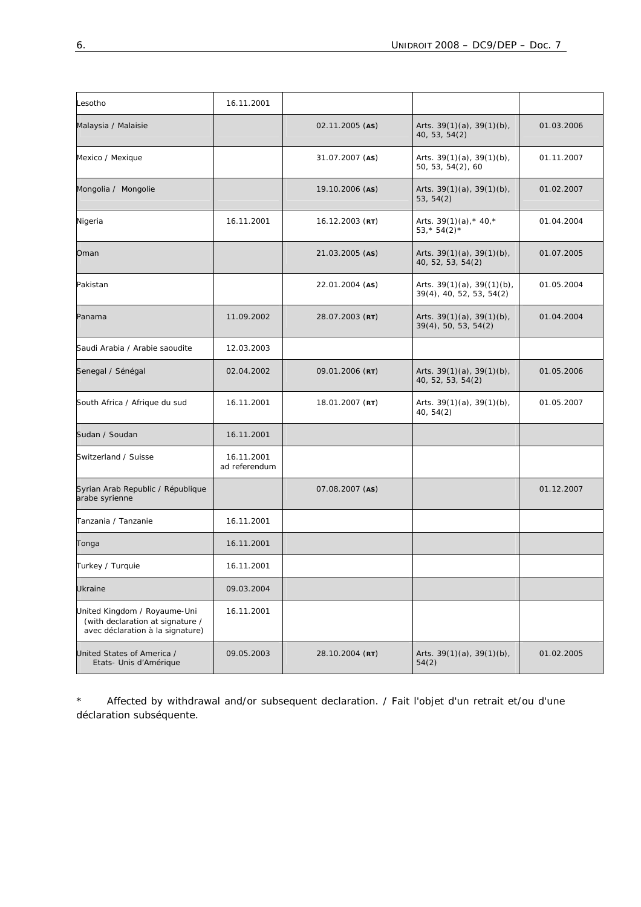| | | | | |
|---|---|---|---|---|
| Lesotho | 16.11.2001 | | | |
| Malaysia / Malaisie | | 02.11.2005 (**AS**) | Arts. 39(1)(a), 39(1)(b), 40, 53, 54(2) | 01.03.2006 |
| Mexico / Mexique | | 31.07.2007 (**AS**) | Arts. 39(1)(a), 39(1)(b), 50, 53, 54(2), 60 | 01.11.2007 |
| Mongolia / Mongolie | | 19.10.2006 (**AS**) | Arts. 39(1)(a), 39(1)(b), 53, 54(2) | 01.02.2007 |
| Nigeria | 16.11.2001 | 16.12.2003 (**RT**) | Arts. 39(1)(a),* 40,* 53,* 54(2)* | 01.04.2004 |
| Oman | | 21.03.2005 (**AS**) | Arts. 39(1)(a), 39(1)(b), 40, 52, 53, 54(2) | 01.07.2005 |
| Pakistan | | 22.01.2004 (**AS**) | Arts. 39(1)(a), 39((1)(b), 39(4), 40, 52, 53, 54(2) | 01.05.2004 |
| Panama | 11.09.2002 | 28.07.2003 (**RT**) | Arts. 39(1)(a), 39(1)(b), 39(4), 50, 53, 54(2) | 01.04.2004 |
| Saudi Arabia / Arabie saoudite | 12.03.2003 | | | |
| Senegal / Sénégal | 02.04.2002 | 09.01.2006 (**RT**) | Arts. 39(1)(a), 39(1)(b), 40, 52, 53, 54(2) | 01.05.2006 |
| South Africa / Afrique du sud | 16.11.2001 | 18.01.2007 (**RT**) | Arts. 39(1)(a), 39(1)(b), 40, 54(2) | 01.05.2007 |
| Sudan / Soudan | 16.11.2001 | | | |
| Switzerland / Suisse | 16.11.2001 ad referendum | | | |
| Syrian Arab Republic / République arabe syrienne | | 07.08.2007 (**AS**) | | 01.12.2007 |
| Tanzania / Tanzanie | 16.11.2001 | | | |
| Tonga | 16.11.2001 | | | |
| Turkey / Turquie | 16.11.2001 | | | |
| Ukraine | 09.03.2004 | | | |
| United Kingdom / Royaume-Uni (with declaration at signature / avec déclaration à la signature) | 16.11.2001 | | | |
| United States of America / Etats- Unis d'Amérique | 09.05.2003 | 28.10.2004 (**RT**) | Arts. 39(1)(a), 39(1)(b), 54(2) | 01.02.2005 |

* Affected by withdrawal and/or subsequent declaration. / Fait l'objet d'un retrait et/ou d'une déclaration subséquente.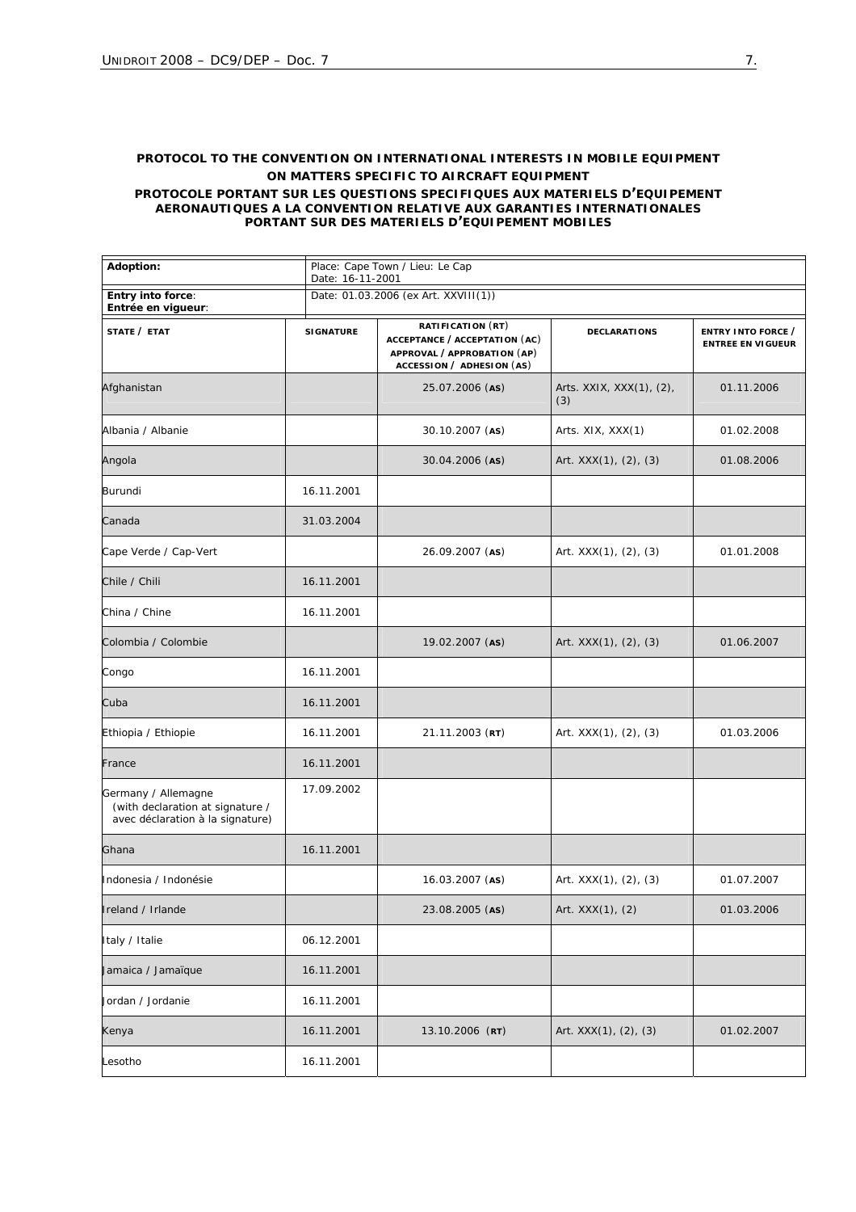**PROTOCOL TO THE CONVENTION ON INTERNATIONAL INTERESTS IN MOBILE EQUIPMENT ON MATTERS SPECIFIC TO AIRCRAFT EQUIPMENT**

**PROTOCOLE PORTANT SUR LES QUESTIONS SPECIFIQUES AUX MATERIELS D'EQUIPEMENT AERONAUTIQUES A LA CONVENTION RELATIVE AUX GARANTIES INTERNATIONALES PORTANT SUR DES MATERIELS D'EQUIPEMENT MOBILES**

| **Adoption:** | Place: Cape Town / Lieu: Le Cap Date: 16-11-2001 | | | |
|---|---|---|---|---|
| **Entry into force**: **Entrée en vigueur**: | Date: 01.03.2006 (ex Art. XXVIII(1)) | | | |
| **STATE / ETAT** | **SIGNATURE** | **RATIFICATION (RT) ACCEPTANCE / ACCEPTATION (AC) APPROVAL / APPROBATION (AP) ACCESSION / ADHESION (AS)** | **DECLARATIONS** | **ENTRY INTO FORCE / ENTREE EN VIGUEUR** |
| Afghanistan | | 25.07.2006 (**AS**) | Arts. XXIX, XXX(1), (2), (3) | 01.11.2006 |
| Albania / Albanie | | 30.10.2007 (**AS**) | Arts. XIX, XXX(1) | 01.02.2008 |
| Angola | | 30.04.2006 (**AS**) | Art. XXX(1), (2), (3) | 01.08.2006 |
| Burundi | 16.11.2001 | | | |
| Canada | 31.03.2004 | | | |
| Cape Verde / Cap-Vert | | 26.09.2007 (**AS**) | Art. XXX(1), (2), (3) | 01.01.2008 |
| Chile / Chili | 16.11.2001 | | | |
| China / Chine | 16.11.2001 | | | |
| Colombia / Colombie | | 19.02.2007 (**AS**) | Art. XXX(1), (2), (3) | 01.06.2007 |
| Congo | 16.11.2001 | | | |
| Cuba | 16.11.2001 | | | |
| Ethiopia / Ethiopie | 16.11.2001 | 21.11.2003 (**RT**) | Art. XXX(1), (2), (3) | 01.03.2006 |
| France | 16.11.2001 | | | |
| Germany / Allemagne (with declaration at signature / avec déclaration à la signature) | 17.09.2002 | | | |
| Ghana | 16.11.2001 | | | |
| Indonesia / Indonésie | | 16.03.2007 (**AS**) | Art. XXX(1), (2), (3) | 01.07.2007 |
| Ireland / Irlande | | 23.08.2005 (**AS**) | Art. XXX(1), (2) | 01.03.2006 |
| Italy / Italie | 06.12.2001 | | | |
| Jamaica / Jamaïque | 16.11.2001 | | | |
| Jordan / Jordanie | 16.11.2001 | | | |
| Kenya | 16.11.2001 | 13.10.2006 (**RT**) | Art. XXX(1), (2), (3) | 01.02.2007 |
| Lesotho | 16.11.2001 | | | |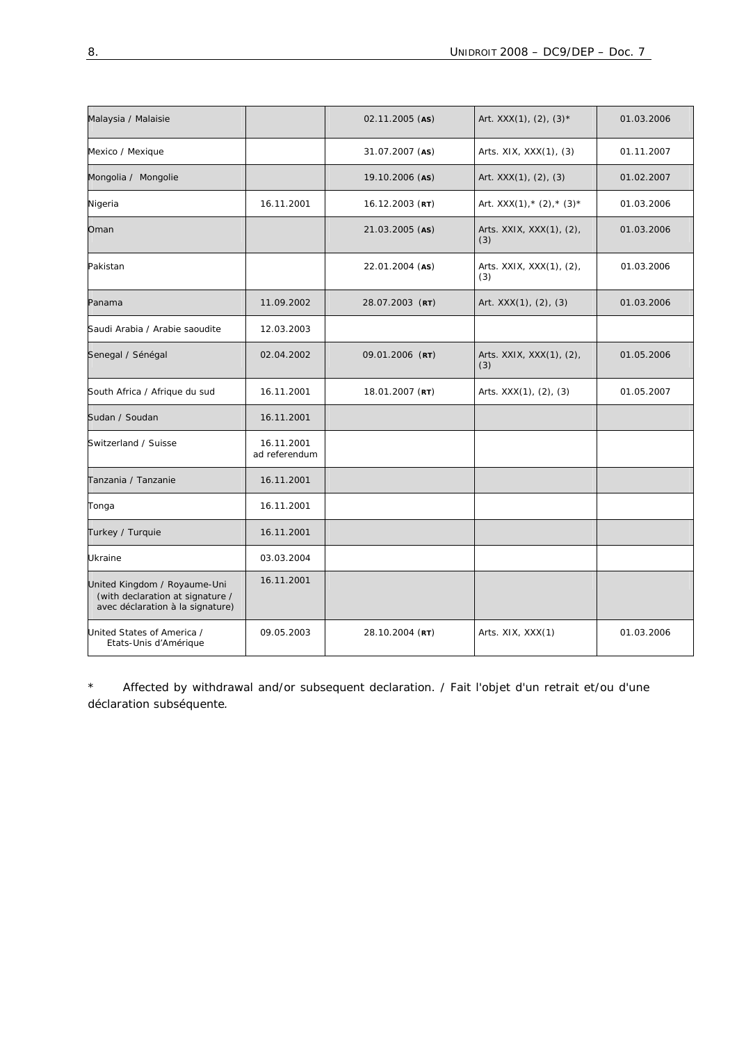| | | | | |
|---|---|---|---|---|
| Malaysia / Malaisie | | 02.11.2005 (**AS**) | Art. XXX(1), (2), (3)* | 01.03.2006 |
| Mexico / Mexique | | 31.07.2007 (**AS**) | Arts. XIX, XXX(1), (3) | 01.11.2007 |
| Mongolia / Mongolie | | 19.10.2006 (**AS**) | Art. XXX(1), (2), (3) | 01.02.2007 |
| Nigeria | 16.11.2001 | 16.12.2003 (**RT**) | Art. XXX(1),* (2),* (3)* | 01.03.2006 |
| Oman | | 21.03.2005 (**AS**) | Arts. XXIX, XXX(1), (2), (3) | 01.03.2006 |
| Pakistan | | 22.01.2004 (**AS**) | Arts. XXIX, XXX(1), (2), (3) | 01.03.2006 |
| Panama | 11.09.2002 | 28.07.2003 (**RT**) | Art. XXX(1), (2), (3) | 01.03.2006 |
| Saudi Arabia / Arabie saoudite | 12.03.2003 | | | |
| Senegal / Sénégal | 02.04.2002 | 09.01.2006 (**RT**) | Arts. XXIX, XXX(1), (2), (3) | 01.05.2006 |
| South Africa / Afrique du sud | 16.11.2001 | 18.01.2007 (**RT**) | Arts. XXX(1), (2), (3) | 01.05.2007 |
| Sudan / Soudan | 16.11.2001 | | | |
| Switzerland / Suisse | 16.11.2001 ad referendum | | | |
| Tanzania / Tanzanie | 16.11.2001 | | | |
| Tonga | 16.11.2001 | | | |
| Turkey / Turquie | 16.11.2001 | | | |
| Ukraine | 03.03.2004 | | | |
| United Kingdom / Royaume-Uni (with declaration at signature / avec déclaration à la signature) | 16.11.2001 | | | |
| United States of America / Etats-Unis d'Amérique | 09.05.2003 | 28.10.2004 (**RT**) | Arts. XIX, XXX(1) | 01.03.2006 |

\* Affected by withdrawal and/or subsequent declaration. / Fait l'objet d'un retrait et/ou d'une déclaration subséquente.